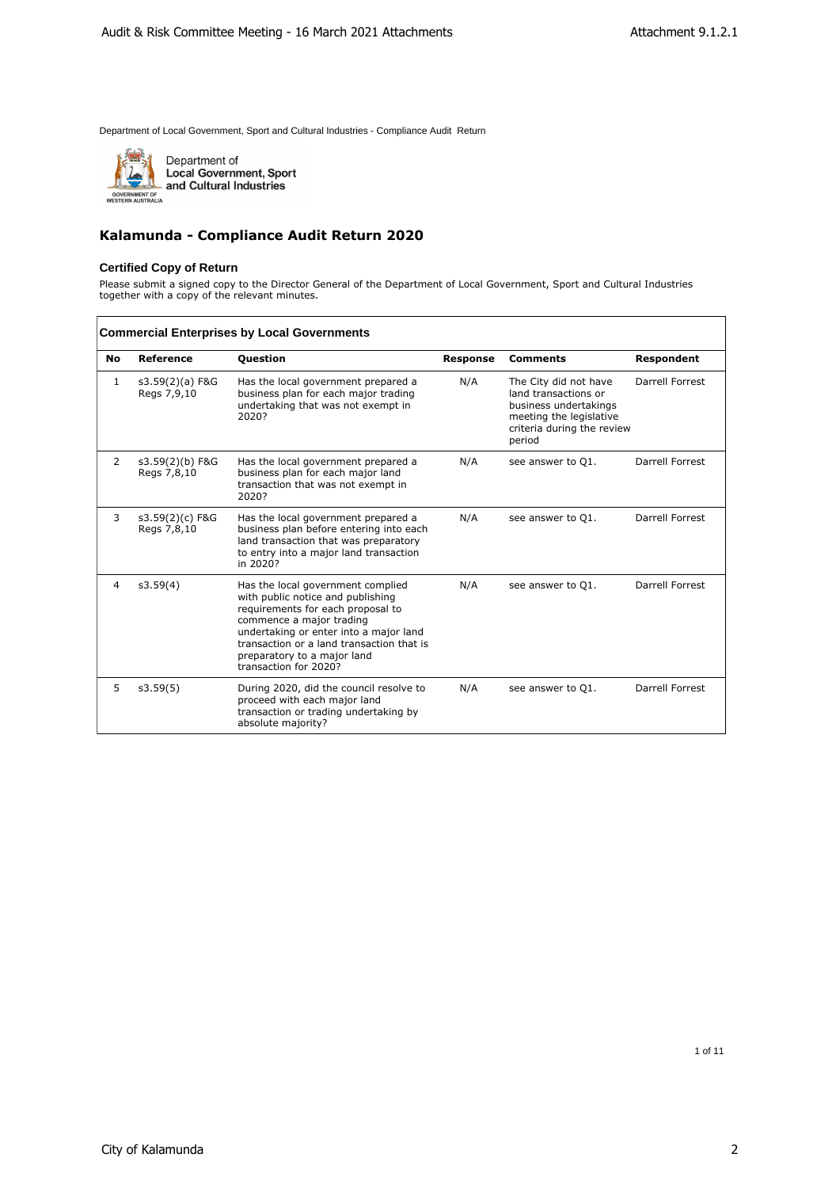Department of Local Government, Sport and Cultural Industries - Compliance Audit Return

Department of Local Government, Sport and Cultural Industries

# Kalamunda - Compliance Audit Return 2020

### Certified Copy of Return

Please submit a signed copy to the Director General of the Department of Local Government, Sport and Cultural Industries together with a copy of the relevant minutes.

### Commercial Enterprises by Local Governments

| No | Reference | Question | Response | Comments | Respondent |
|---|---|---|---|---|---|
| 1 | s3.59(2)(a) F&G Regs 7,9,10 | Has the local government prepared a business plan for each major trading undertaking that was not exempt in 2020? | N/A | The City did not have land transactions or business undertakings meeting the legislative criteria during the review period | Darrell Forrest |
| 2 | s3.59(2)(b) F&G Regs 7,8,10 | Has the local government prepared a business plan for each major land transaction that was not exempt in 2020? | N/A | see answer to Q1. | Darrell Forrest |
| 3 | s3.59(2)(c) F&G Regs 7,8,10 | Has the local government prepared a business plan before entering into each land transaction that was preparatory to entry into a major land transaction in 2020? | N/A | see answer to Q1. | Darrell Forrest |
| 4 | s3.59(4) | Has the local government complied with public notice and publishing requirements for each proposal to commence a major trading undertaking or enter into a major land transaction or a land transaction that is preparatory to a major land transaction for 2020? | N/A | see answer to Q1. | Darrell Forrest |
| 5 | s3.59(5) | During 2020, did the council resolve to proceed with each major land transaction or trading undertaking by absolute majority? | N/A | see answer to Q1. | Darrell Forrest |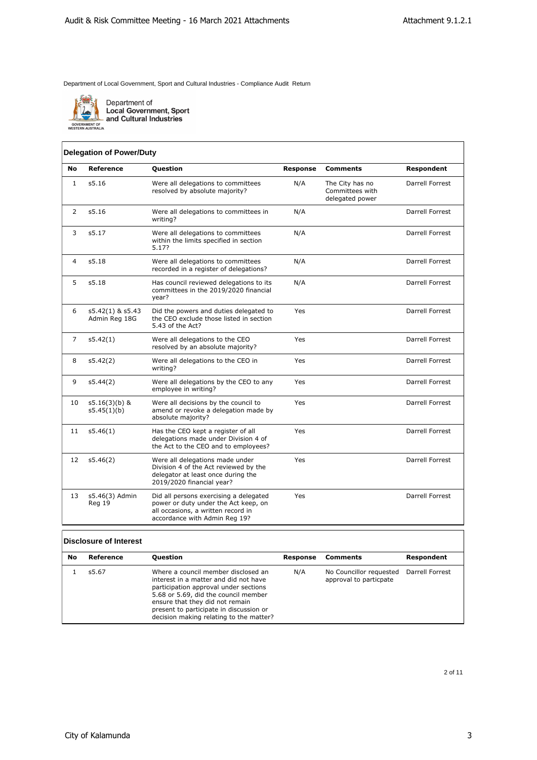Department of Local Government, Sport and Cultural Industries - Compliance Audit Return

Department of Local Government, Sport and Cultural Industries

## Delegation of Power/Duty

| No | Reference | Question | Response | Comments | Respondent |
|---|---|---|---|---|---|
| 1 | s5.16 | Were all delegations to committees resolved by absolute majority? | N/A | The City has no Committees with delegated power | Darrell Forrest |
| 2 | s5.16 | Were all delegations to committees in writing? | N/A | | Darrell Forrest |
| 3 | s5.17 | Were all delegations to committees within the limits specified in section 5.17? | N/A | | Darrell Forrest |
| 4 | s5.18 | Were all delegations to committees recorded in a register of delegations? | N/A | | Darrell Forrest |
| 5 | s5.18 | Has council reviewed delegations to its committees in the 2019/2020 financial year? | N/A | | Darrell Forrest |
| 6 | s5.42(1) & s5.43 Admin Reg 18G | Did the powers and duties delegated to the CEO exclude those listed in section 5.43 of the Act? | Yes | | Darrell Forrest |
| 7 | s5.42(1) | Were all delegations to the CEO resolved by an absolute majority? | Yes | | Darrell Forrest |
| 8 | s5.42(2) | Were all delegations to the CEO in writing? | Yes | | Darrell Forrest |
| 9 | s5.44(2) | Were all delegations by the CEO to any employee in writing? | Yes | | Darrell Forrest |
| 10 | s5.16(3)(b) & s5.45(1)(b) | Were all decisions by the council to amend or revoke a delegation made by absolute majority? | Yes | | Darrell Forrest |
| 11 | s5.46(1) | Has the CEO kept a register of all delegations made under Division 4 of the Act to the CEO and to employees? | Yes | | Darrell Forrest |
| 12 | s5.46(2) | Were all delegations made under Division 4 of the Act reviewed by the delegator at least once during the 2019/2020 financial year? | Yes | | Darrell Forrest |
| 13 | s5.46(3) Admin Reg 19 | Did all persons exercising a delegated power or duty under the Act keep, on all occasions, a written record in accordance with Admin Reg 19? | Yes | | Darrell Forrest |

## Disclosure of Interest

| No | Reference | Question | Response | Comments | Respondent |
|---|---|---|---|---|---|
| 1 | s5.67 | Where a council member disclosed an interest in a matter and did not have participation approval under sections 5.68 or 5.69, did the council member ensure that they did not remain present to participate in discussion or decision making relating to the matter? | N/A | No Councillor requested approval to particpate | Darrell Forrest |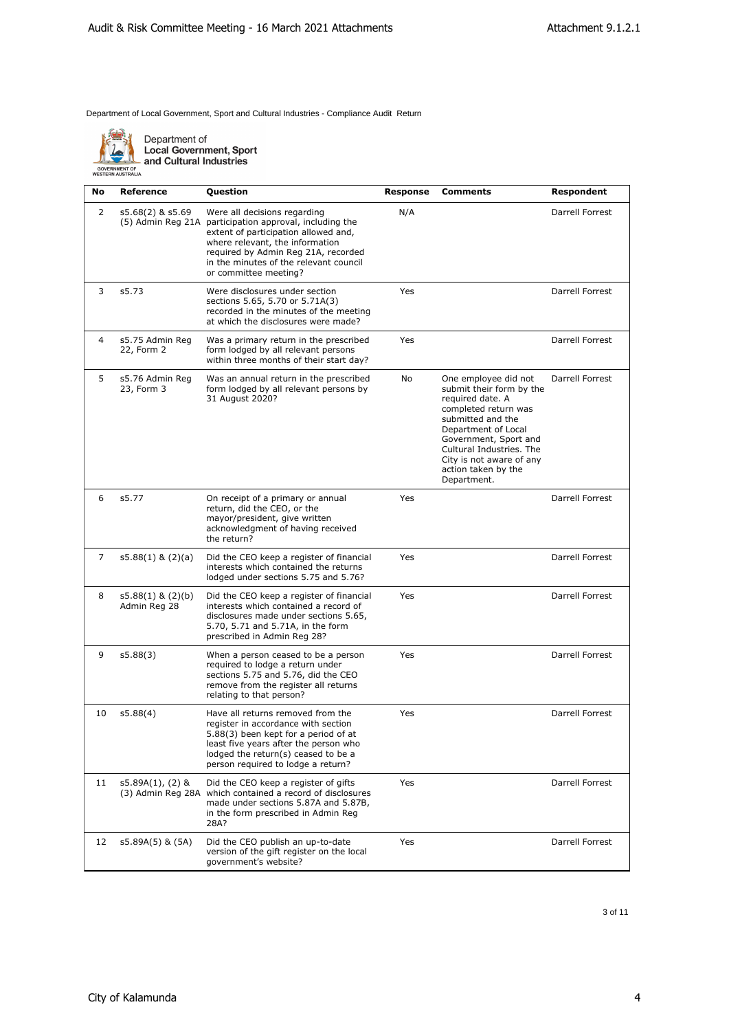Department of Local Government, Sport and Cultural Industries - Compliance Audit Return

Department of
**Local Government, Sport and Cultural Industries**

GOVERNMENT OF WESTERN AUSTRALIA

| No | Reference | Question | Response | Comments | Respondent |
|---|---|---|---|---|---|
| 2 | s5.68(2) & s5.69 (5) Admin Reg 21A | Were all decisions regarding participation approval, including the extent of participation allowed and, where relevant, the information required by Admin Reg 21A, recorded in the minutes of the relevant council or committee meeting? | N/A | | Darrell Forrest |
| 3 | s5.73 | Were disclosures under section sections 5.65, 5.70 or 5.71A(3) recorded in the minutes of the meeting at which the disclosures were made? | Yes | | Darrell Forrest |
| 4 | s5.75 Admin Reg 22, Form 2 | Was a primary return in the prescribed form lodged by all relevant persons within three months of their start day? | Yes | | Darrell Forrest |
| 5 | s5.76 Admin Reg 23, Form 3 | Was an annual return in the prescribed form lodged by all relevant persons by 31 August 2020? | No | One employee did not submit their form by the required date. A completed return was submitted and the Department of Local Government, Sport and Cultural Industries. The City is not aware of any action taken by the Department. | Darrell Forrest |
| 6 | s5.77 | On receipt of a primary or annual return, did the CEO, or the mayor/president, give written acknowledgment of having received the return? | Yes | | Darrell Forrest |
| 7 | s5.88(1) & (2)(a) | Did the CEO keep a register of financial interests which contained the returns lodged under sections 5.75 and 5.76? | Yes | | Darrell Forrest |
| 8 | s5.88(1) & (2)(b) Admin Reg 28 | Did the CEO keep a register of financial interests which contained a record of disclosures made under sections 5.65, 5.70, 5.71 and 5.71A, in the form prescribed in Admin Reg 28? | Yes | | Darrell Forrest |
| 9 | s5.88(3) | When a person ceased to be a person required to lodge a return under sections 5.75 and 5.76, did the CEO remove from the register all returns relating to that person? | Yes | | Darrell Forrest |
| 10 | s5.88(4) | Have all returns removed from the register in accordance with section 5.88(3) been kept for a period of at least five years after the person who lodged the return(s) ceased to be a person required to lodge a return? | Yes | | Darrell Forrest |
| 11 | s5.89A(1), (2) & (3) Admin Reg 28A | Did the CEO keep a register of gifts which contained a record of disclosures made under sections 5.87A and 5.87B, in the form prescribed in Admin Reg 28A? | Yes | | Darrell Forrest |
| 12 | s5.89A(5) & (5A) | Did the CEO publish an up-to-date version of the gift register on the local government's website? | Yes | | Darrell Forrest |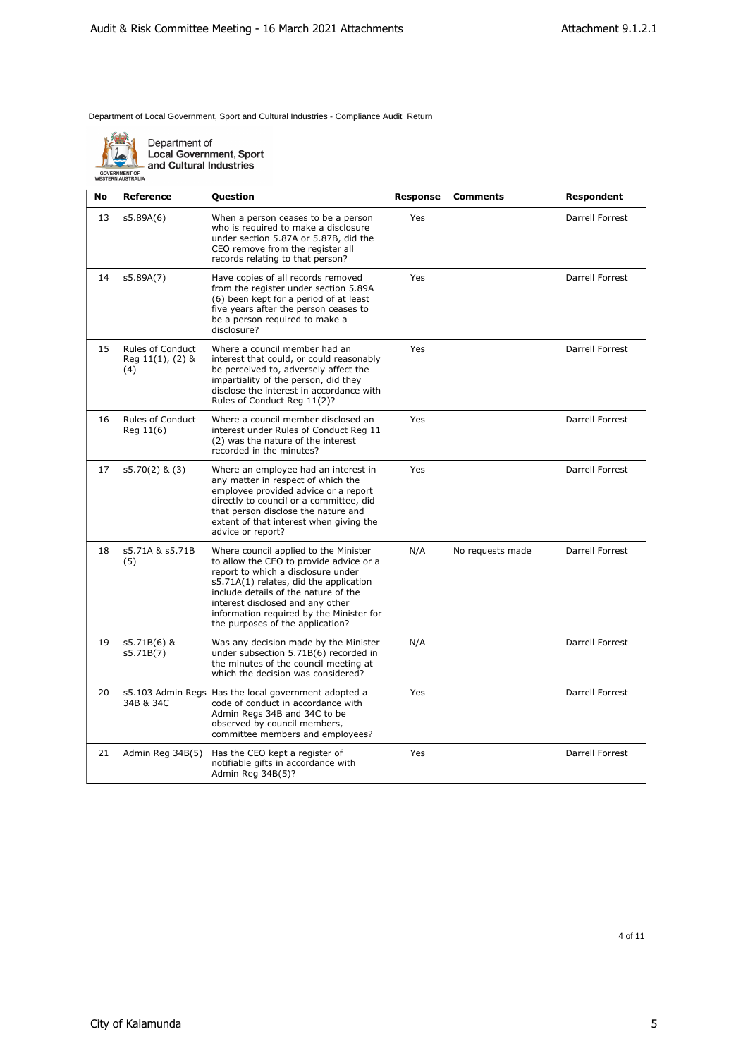Department of Local Government, Sport and Cultural Industries - Compliance Audit Return

Department of Local Government, Sport and Cultural Industries

| No | Reference | Question | Response | Comments | Respondent |
|---|---|---|---|---|---|
| 13 | s5.89A(6) | When a person ceases to be a person who is required to make a disclosure under section 5.87A or 5.87B, did the CEO remove from the register all records relating to that person? | Yes | | Darrell Forrest |
| 14 | s5.89A(7) | Have copies of all records removed from the register under section 5.89A (6) been kept for a period of at least five years after the person ceases to be a person required to make a disclosure? | Yes | | Darrell Forrest |
| 15 | Rules of Conduct Reg 11(1), (2) & (4) | Where a council member had an interest that could, or could reasonably be perceived to, adversely affect the impartiality of the person, did they disclose the interest in accordance with Rules of Conduct Reg 11(2)? | Yes | | Darrell Forrest |
| 16 | Rules of Conduct Reg 11(6) | Where a council member disclosed an interest under Rules of Conduct Reg 11 (2) was the nature of the interest recorded in the minutes? | Yes | | Darrell Forrest |
| 17 | s5.70(2) & (3) | Where an employee had an interest in any matter in respect of which the employee provided advice or a report directly to council or a committee, did that person disclose the nature and extent of that interest when giving the advice or report? | Yes | | Darrell Forrest |
| 18 | s5.71A & s5.71B (5) | Where council applied to the Minister to allow the CEO to provide advice or a report to which a disclosure under s5.71A(1) relates, did the application include details of the nature of the interest disclosed and any other information required by the Minister for the purposes of the application? | N/A | No requests made | Darrell Forrest |
| 19 | s5.71B(6) & s5.71B(7) | Was any decision made by the Minister under subsection 5.71B(6) recorded in the minutes of the council meeting at which the decision was considered? | N/A | | Darrell Forrest |
| 20 | s5.103 Admin Regs 34B & 34C | Has the local government adopted a code of conduct in accordance with Admin Regs 34B and 34C to be observed by council members, committee members and employees? | Yes | | Darrell Forrest |
| 21 | Admin Reg 34B(5) | Has the CEO kept a register of notifiable gifts in accordance with Admin Reg 34B(5)? | Yes | | Darrell Forrest |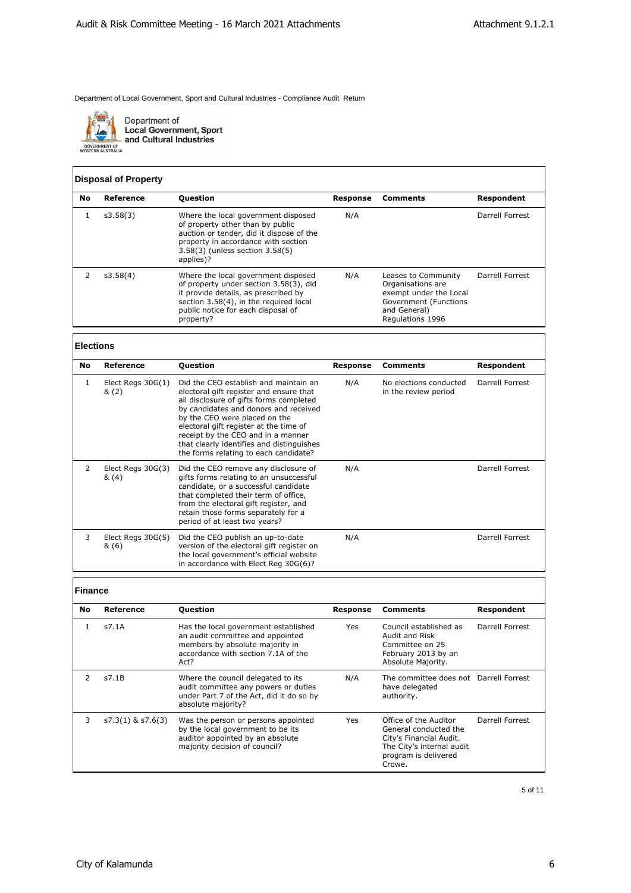Department of Local Government, Sport and Cultural Industries - Compliance Audit Return

Department of Local Government, Sport and Cultural Industries

### Disposal of Property

| No | Reference | Question | Response | Comments | Respondent |
|---|---|---|---|---|---|
| 1 | s3.58(3) | Where the local government disposed of property other than by public auction or tender, did it dispose of the property in accordance with section 3.58(3) (unless section 3.58(5) applies)? | N/A | | Darrell Forrest |
| 2 | s3.58(4) | Where the local government disposed of property under section 3.58(3), did it provide details, as prescribed by section 3.58(4), in the required local public notice for each disposal of property? | N/A | Leases to Community Organisations are exempt under the Local Government (Functions and General) Regulations 1996 | Darrell Forrest |

### Elections

| No | Reference | Question | Response | Comments | Respondent |
|---|---|---|---|---|---|
| 1 | Elect Regs 30G(1) & (2) | Did the CEO establish and maintain an electoral gift register and ensure that all disclosure of gifts forms completed by candidates and donors and received by the CEO were placed on the electoral gift register at the time of receipt by the CEO and in a manner that clearly identifies and distinguishes the forms relating to each candidate? | N/A | No elections conducted in the review period | Darrell Forrest |
| 2 | Elect Regs 30G(3) & (4) | Did the CEO remove any disclosure of gifts forms relating to an unsuccessful candidate, or a successful candidate that completed their term of office, from the electoral gift register, and retain those forms separately for a period of at least two years? | N/A | | Darrell Forrest |
| 3 | Elect Regs 30G(5) & (6) | Did the CEO publish an up-to-date version of the electoral gift register on the local government's official website in accordance with Elect Reg 30G(6)? | N/A | | Darrell Forrest |

### Finance

| No | Reference | Question | Response | Comments | Respondent |
|---|---|---|---|---|---|
| 1 | s7.1A | Has the local government established an audit committee and appointed members by absolute majority in accordance with section 7.1A of the Act? | Yes | Council established as Audit and Risk Committee on 25 February 2013 by an Absolute Majority. | Darrell Forrest |
| 2 | s7.1B | Where the council delegated to its audit committee any powers or duties under Part 7 of the Act, did it do so by absolute majority? | N/A | The committee does not have delegated authority. | Darrell Forrest |
| 3 | s7.3(1) & s7.6(3) | Was the person or persons appointed by the local government to be its auditor appointed by an absolute majority decision of council? | Yes | Office of the Auditor General conducted the City's Financial Audit. The City's internal audit program is delivered Crowe. | Darrell Forrest |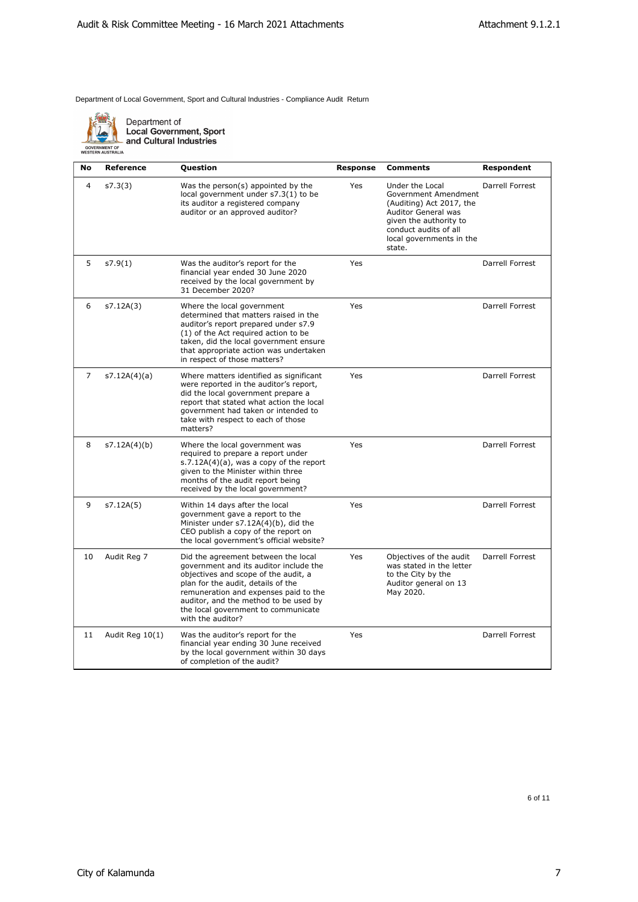Department of Local Government, Sport and Cultural Industries - Compliance Audit Return

Department of **Local Government, Sport and Cultural Industries**

GOVERNMENT OF WESTERN AUSTRALIA

| No | Reference | Question | Response | Comments | Respondent |
|---|---|---|---|---|---|
| 4 | s7.3(3) | Was the person(s) appointed by the local government under s7.3(1) to be its auditor a registered company auditor or an approved auditor? | Yes | Under the Local Government Amendment (Auditing) Act 2017, the Auditor General was given the authority to conduct audits of all local governments in the state. | Darrell Forrest |
| 5 | s7.9(1) | Was the auditor's report for the financial year ended 30 June 2020 received by the local government by 31 December 2020? | Yes | | Darrell Forrest |
| 6 | s7.12A(3) | Where the local government determined that matters raised in the auditor's report prepared under s7.9 (1) of the Act required action to be taken, did the local government ensure that appropriate action was undertaken in respect of those matters? | Yes | | Darrell Forrest |
| 7 | s7.12A(4)(a) | Where matters identified as significant were reported in the auditor's report, did the local government prepare a report that stated what action the local government had taken or intended to take with respect to each of those matters? | Yes | | Darrell Forrest |
| 8 | s7.12A(4)(b) | Where the local government was required to prepare a report under s.7.12A(4)(a), was a copy of the report given to the Minister within three months of the audit report being received by the local government? | Yes | | Darrell Forrest |
| 9 | s7.12A(5) | Within 14 days after the local government gave a report to the Minister under s7.12A(4)(b), did the CEO publish a copy of the report on the local government's official website? | Yes | | Darrell Forrest |
| 10 | Audit Reg 7 | Did the agreement between the local government and its auditor include the objectives and scope of the audit, a plan for the audit, details of the remuneration and expenses paid to the auditor, and the method to be used by the local government to communicate with the auditor? | Yes | Objectives of the audit was stated in the letter to the City by the Auditor general on 13 May 2020. | Darrell Forrest |
| 11 | Audit Reg 10(1) | Was the auditor's report for the financial year ending 30 June received by the local government within 30 days of completion of the audit? | Yes | | Darrell Forrest |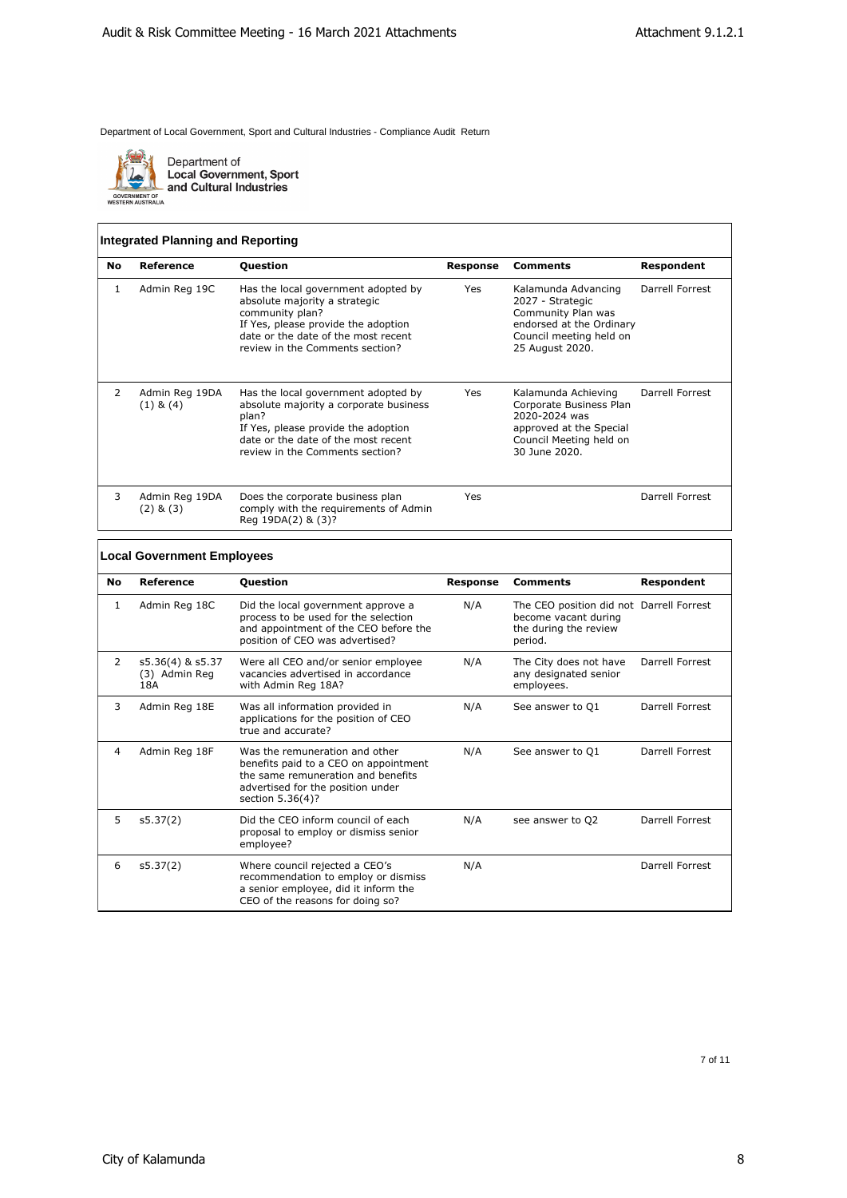Department of Local Government, Sport and Cultural Industries - Compliance Audit Return

Department of Local Government, Sport and Cultural Industries

### Integrated Planning and Reporting

| No | Reference | Question | Response | Comments | Respondent |
|---|---|---|---|---|---|
| 1 | Admin Reg 19C | Has the local government adopted by absolute majority a strategic community plan? If Yes, please provide the adoption date or the date of the most recent review in the Comments section? | Yes | Kalamunda Advancing 2027 - Strategic Community Plan was endorsed at the Ordinary Council meeting held on 25 August 2020. | Darrell Forrest |
| 2 | Admin Reg 19DA (1) & (4) | Has the local government adopted by absolute majority a corporate business plan? If Yes, please provide the adoption date or the date of the most recent review in the Comments section? | Yes | Kalamunda Achieving Corporate Business Plan 2020-2024 was approved at the Special Council Meeting held on 30 June 2020. | Darrell Forrest |
| 3 | Admin Reg 19DA (2) & (3) | Does the corporate business plan comply with the requirements of Admin Reg 19DA(2) & (3)? | Yes | | Darrell Forrest |

### Local Government Employees

| No | Reference | Question | Response | Comments | Respondent |
|---|---|---|---|---|---|
| 1 | Admin Reg 18C | Did the local government approve a process to be used for the selection and appointment of the CEO before the position of CEO was advertised? | N/A | The CEO position did not become vacant during the during the review period. | Darrell Forrest |
| 2 | s5.36(4) & s5.37 (3) Admin Reg 18A | Were all CEO and/or senior employee vacancies advertised in accordance with Admin Reg 18A? | N/A | The City does not have any designated senior employees. | Darrell Forrest |
| 3 | Admin Reg 18E | Was all information provided in applications for the position of CEO true and accurate? | N/A | See answer to Q1 | Darrell Forrest |
| 4 | Admin Reg 18F | Was the remuneration and other benefits paid to a CEO on appointment the same remuneration and benefits advertised for the position under section 5.36(4)? | N/A | See answer to Q1 | Darrell Forrest |
| 5 | s5.37(2) | Did the CEO inform council of each proposal to employ or dismiss senior employee? | N/A | see answer to Q2 | Darrell Forrest |
| 6 | s5.37(2) | Where council rejected a CEO's recommendation to employ or dismiss a senior employee, did it inform the CEO of the reasons for doing so? | N/A | | Darrell Forrest |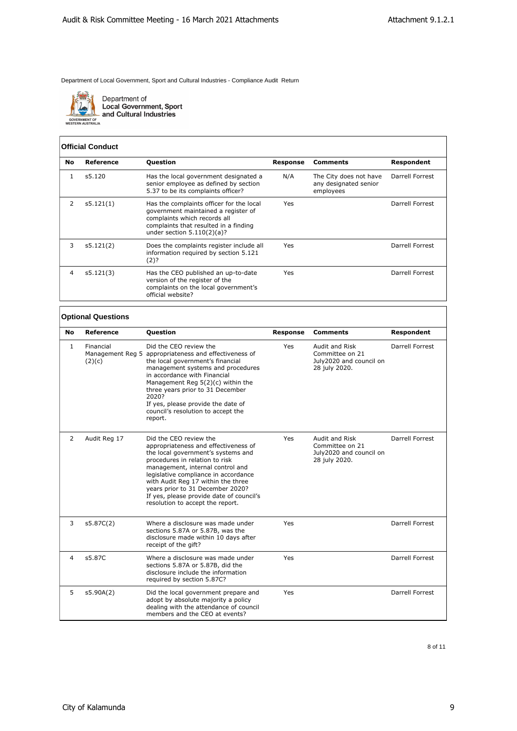Department of Local Government, Sport and Cultural Industries - Compliance Audit Return

Department of Local Government, Sport and Cultural Industries

GOVERNMENT OF WESTERN AUSTRALIA

### Official Conduct

| No | Reference | Question | Response | Comments | Respondent |
|---|---|---|---|---|---|
| 1 | s5.120 | Has the local government designated a senior employee as defined by section 5.37 to be its complaints officer? | N/A | The City does not have any designated senior employees | Darrell Forrest |
| 2 | s5.121(1) | Has the complaints officer for the local government maintained a register of complaints which records all complaints that resulted in a finding under section 5.110(2)(a)? | Yes | | Darrell Forrest |
| 3 | s5.121(2) | Does the complaints register include all information required by section 5.121 (2)? | Yes | | Darrell Forrest |
| 4 | s5.121(3) | Has the CEO published an up-to-date version of the register of the complaints on the local government's official website? | Yes | | Darrell Forrest |

### Optional Questions

| No | Reference | Question | Response | Comments | Respondent |
|---|---|---|---|---|---|
| 1 | Financial Management Reg 5 (2)(c) | Did the CEO review the appropriateness and effectiveness of the local government's financial management systems and procedures in accordance with Financial Management Reg 5(2)(c) within the three years prior to 31 December 2020? If yes, please provide the date of council's resolution to accept the report. | Yes | Audit and Risk Committee on 21 July2020 and council on 28 july 2020. | Darrell Forrest |
| 2 | Audit Reg 17 | Did the CEO review the appropriateness and effectiveness of the local government's systems and procedures in relation to risk management, internal control and legislative compliance in accordance with Audit Reg 17 within the three years prior to 31 December 2020? If yes, please provide date of council's resolution to accept the report. | Yes | Audit and Risk Committee on 21 July2020 and council on 28 july 2020. | Darrell Forrest |
| 3 | s5.87C(2) | Where a disclosure was made under sections 5.87A or 5.87B, was the disclosure made within 10 days after receipt of the gift? | Yes | | Darrell Forrest |
| 4 | s5.87C | Where a disclosure was made under sections 5.87A or 5.87B, did the disclosure include the information required by section 5.87C? | Yes | | Darrell Forrest |
| 5 | s5.90A(2) | Did the local government prepare and adopt by absolute majority a policy dealing with the attendance of council members and the CEO at events? | Yes | | Darrell Forrest |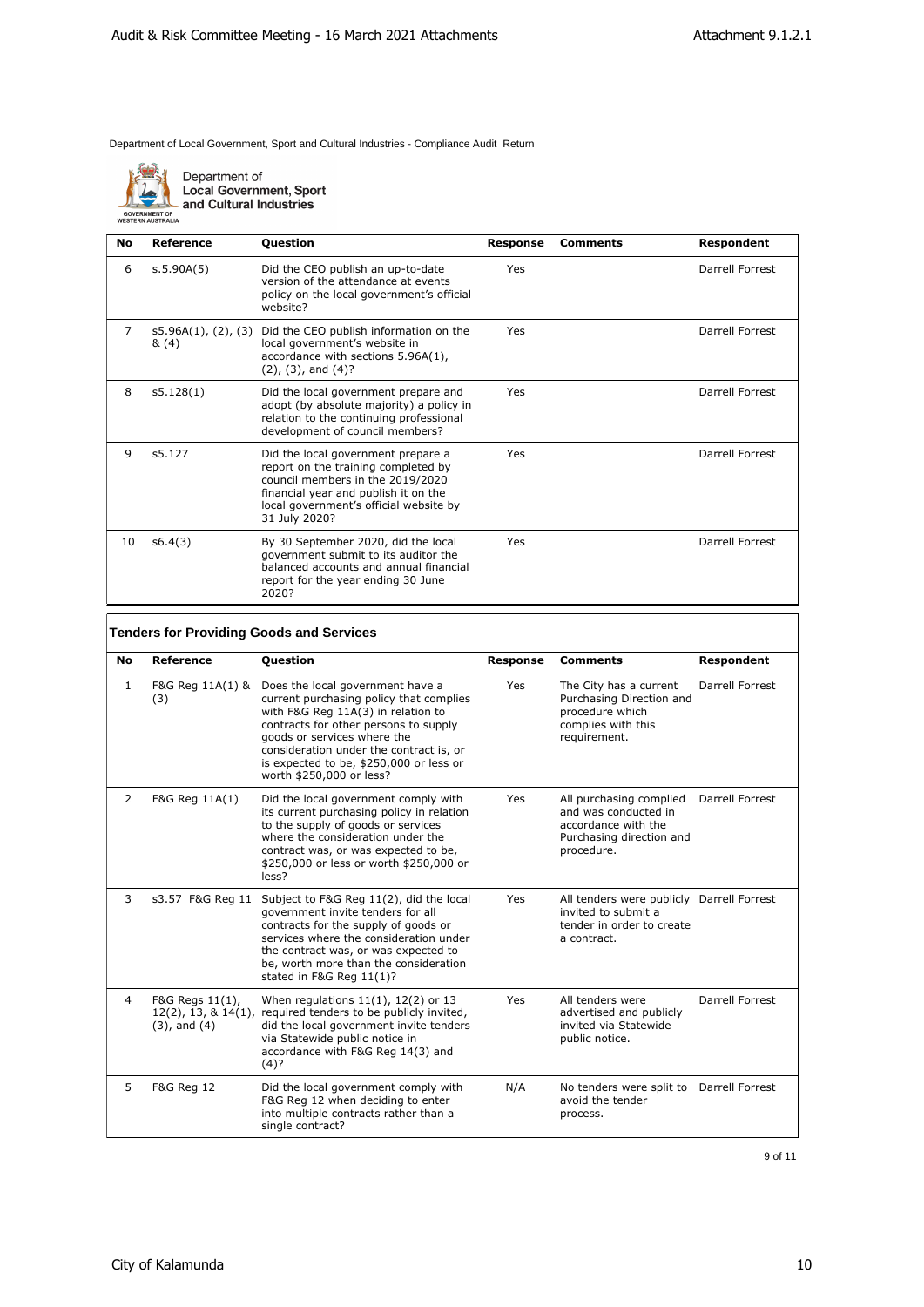Department of Local Government, Sport and Cultural Industries - Compliance Audit Return

Department of
**Local Government, Sport and Cultural Industries**

| No | Reference | Question | Response | Comments | Respondent |
|---|---|---|---|---|---|
| 6 | s.5.90A(5) | Did the CEO publish an up-to-date version of the attendance at events policy on the local government's official website? | Yes | | Darrell Forrest |
| 7 | s5.96A(1), (2), (3) & (4) | Did the CEO publish information on the local government's website in accordance with sections 5.96A(1), (2), (3), and (4)? | Yes | | Darrell Forrest |
| 8 | s5.128(1) | Did the local government prepare and adopt (by absolute majority) a policy in relation to the continuing professional development of council members? | Yes | | Darrell Forrest |
| 9 | s5.127 | Did the local government prepare a report on the training completed by council members in the 2019/2020 financial year and publish it on the local government's official website by 31 July 2020? | Yes | | Darrell Forrest |
| 10 | s6.4(3) | By 30 September 2020, did the local government submit to its auditor the balanced accounts and annual financial report for the year ending 30 June 2020? | Yes | | Darrell Forrest |

### Tenders for Providing Goods and Services

| No | Reference | Question | Response | Comments | Respondent |
|---|---|---|---|---|---|
| 1 | F&G Reg 11A(1) & (3) | Does the local government have a current purchasing policy that complies with F&G Reg 11A(3) in relation to contracts for other persons to supply goods or services where the consideration under the contract is, or is expected to be, $250,000 or less or worth $250,000 or less? | Yes | The City has a current Purchasing Direction and procedure which complies with this requirement. | Darrell Forrest |
| 2 | F&G Reg 11A(1) | Did the local government comply with its current purchasing policy in relation to the supply of goods or services where the consideration under the contract was, or was expected to be, $250,000 or less or worth $250,000 or less? | Yes | All purchasing complied and was conducted in accordance with the Purchasing direction and procedure. | Darrell Forrest |
| 3 | s3.57 F&G Reg 11 | Subject to F&G Reg 11(2), did the local government invite tenders for all contracts for the supply of goods or services where the consideration under the contract was, or was expected to be, worth more than the consideration stated in F&G Reg 11(1)? | Yes | All tenders were publicly invited to submit a tender in order to create a contract. | Darrell Forrest |
| 4 | F&G Regs 11(1), 12(2), 13, & 14(1), (3), and (4) | When regulations 11(1), 12(2) or 13 required tenders to be publicly invited, did the local government invite tenders via Statewide public notice in accordance with F&G Reg 14(3) and (4)? | Yes | All tenders were advertised and publicly invited via Statewide public notice. | Darrell Forrest |
| 5 | F&G Reg 12 | Did the local government comply with F&G Reg 12 when deciding to enter into multiple contracts rather than a single contract? | N/A | No tenders were split to avoid the tender process. | Darrell Forrest |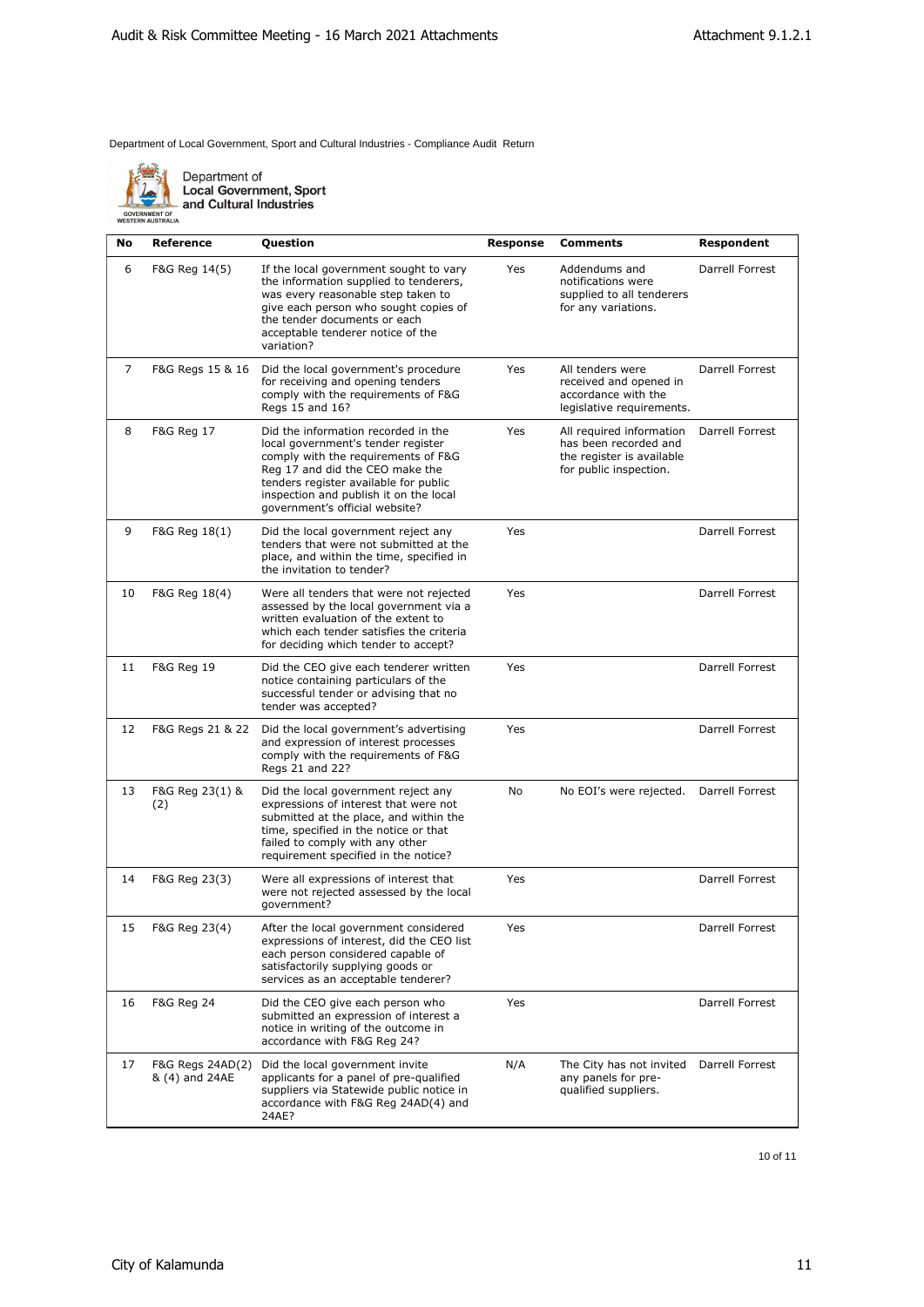Department of Local Government, Sport and Cultural Industries - Compliance Audit Return

Department of Local Government, Sport and Cultural Industries

| No | Reference | Question | Response | Comments | Respondent |
|---|---|---|---|---|---|
| 6 | F&G Reg 14(5) | If the local government sought to vary the information supplied to tenderers, was every reasonable step taken to give each person who sought copies of the tender documents or each acceptable tenderer notice of the variation? | Yes | Addendums and notifications were supplied to all tenderers for any variations. | Darrell Forrest |
| 7 | F&G Regs 15 & 16 | Did the local government's procedure for receiving and opening tenders comply with the requirements of F&G Regs 15 and 16? | Yes | All tenders were received and opened in accordance with the legislative requirements. | Darrell Forrest |
| 8 | F&G Reg 17 | Did the information recorded in the local government's tender register comply with the requirements of F&G Reg 17 and did the CEO make the tenders register available for public inspection and publish it on the local government's official website? | Yes | All required information has been recorded and the register is available for public inspection. | Darrell Forrest |
| 9 | F&G Reg 18(1) | Did the local government reject any tenders that were not submitted at the place, and within the time, specified in the invitation to tender? | Yes | | Darrell Forrest |
| 10 | F&G Reg 18(4) | Were all tenders that were not rejected assessed by the local government via a written evaluation of the extent to which each tender satisfies the criteria for deciding which tender to accept? | Yes | | Darrell Forrest |
| 11 | F&G Reg 19 | Did the CEO give each tenderer written notice containing particulars of the successful tender or advising that no tender was accepted? | Yes | | Darrell Forrest |
| 12 | F&G Regs 21 & 22 | Did the local government's advertising and expression of interest processes comply with the requirements of F&G Regs 21 and 22? | Yes | | Darrell Forrest |
| 13 | F&G Reg 23(1) & (2) | Did the local government reject any expressions of interest that were not submitted at the place, and within the time, specified in the notice or that failed to comply with any other requirement specified in the notice? | No | No EOI's were rejected. | Darrell Forrest |
| 14 | F&G Reg 23(3) | Were all expressions of interest that were not rejected assessed by the local government? | Yes | | Darrell Forrest |
| 15 | F&G Reg 23(4) | After the local government considered expressions of interest, did the CEO list each person considered capable of satisfactorily supplying goods or services as an acceptable tenderer? | Yes | | Darrell Forrest |
| 16 | F&G Reg 24 | Did the CEO give each person who submitted an expression of interest a notice in writing of the outcome in accordance with F&G Reg 24? | Yes | | Darrell Forrest |
| 17 | F&G Regs 24AD(2) & (4) and 24AE | Did the local government invite applicants for a panel of pre-qualified suppliers via Statewide public notice in accordance with F&G Reg 24AD(4) and 24AE? | N/A | The City has not invited any panels for pre-qualified suppliers. | Darrell Forrest |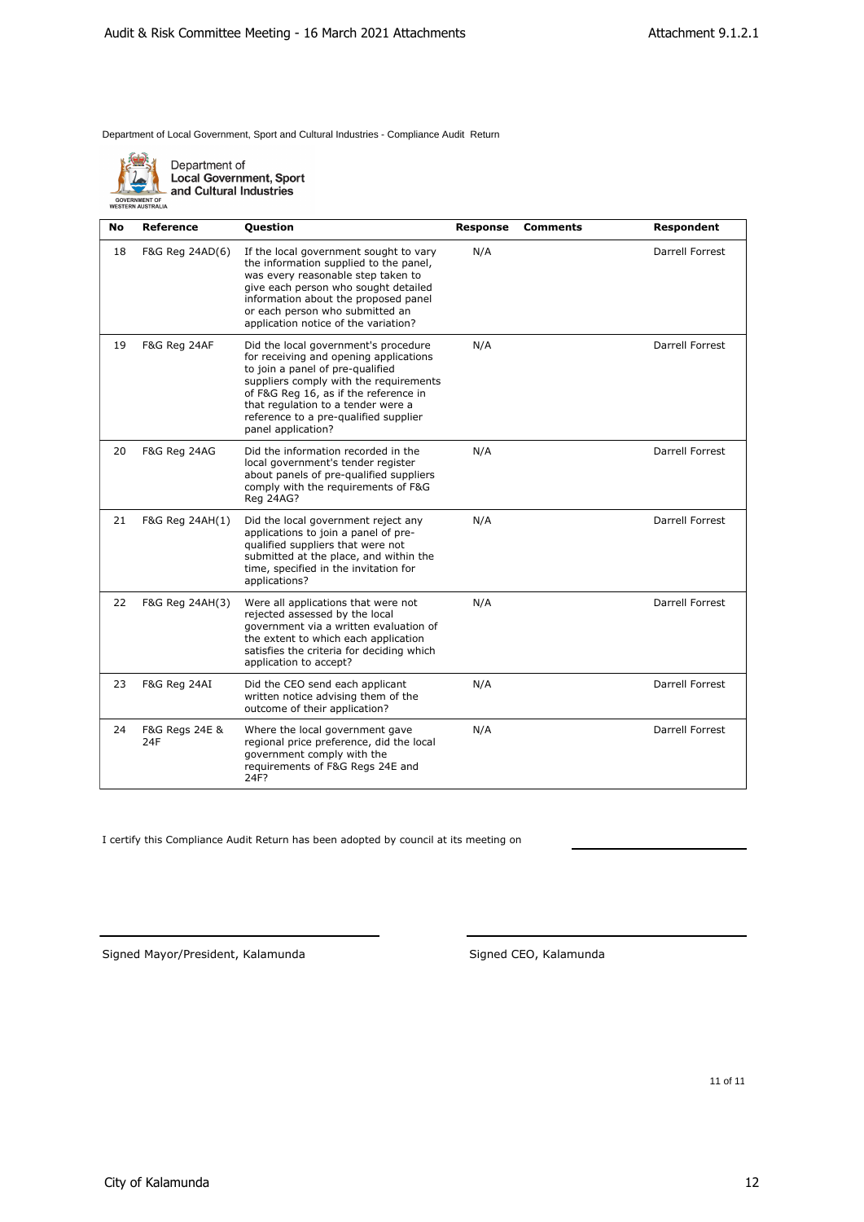Department of Local Government, Sport and Cultural Industries - Compliance Audit Return

Department of
**Local Government, Sport and Cultural Industries**

GOVERNMENT OF WESTERN AUSTRALIA

| No | Reference | Question | Response | Comments | Respondent |
|---|---|---|---|---|---|
| 18 | F&G Reg 24AD(6) | If the local government sought to vary the information supplied to the panel, was every reasonable step taken to give each person who sought detailed information about the proposed panel or each person who submitted an application notice of the variation? | N/A | | Darrell Forrest |
| 19 | F&G Reg 24AF | Did the local government's procedure for receiving and opening applications to join a panel of pre-qualified suppliers comply with the requirements of F&G Reg 16, as if the reference in that regulation to a tender were a reference to a pre-qualified supplier panel application? | N/A | | Darrell Forrest |
| 20 | F&G Reg 24AG | Did the information recorded in the local government's tender register about panels of pre-qualified suppliers comply with the requirements of F&G Reg 24AG? | N/A | | Darrell Forrest |
| 21 | F&G Reg 24AH(1) | Did the local government reject any applications to join a panel of pre-qualified suppliers that were not submitted at the place, and within the time, specified in the invitation for applications? | N/A | | Darrell Forrest |
| 22 | F&G Reg 24AH(3) | Were all applications that were not rejected assessed by the local government via a written evaluation of the extent to which each application satisfies the criteria for deciding which application to accept? | N/A | | Darrell Forrest |
| 23 | F&G Reg 24AI | Did the CEO send each applicant written notice advising them of the outcome of their application? | N/A | | Darrell Forrest |
| 24 | F&G Regs 24E & 24F | Where the local government gave regional price preference, did the local government comply with the requirements of F&G Regs 24E and 24F? | N/A | | Darrell Forrest |

I certify this Compliance Audit Return has been adopted by council at its meeting on

Signed Mayor/President, Kalamunda

Signed CEO, Kalamunda